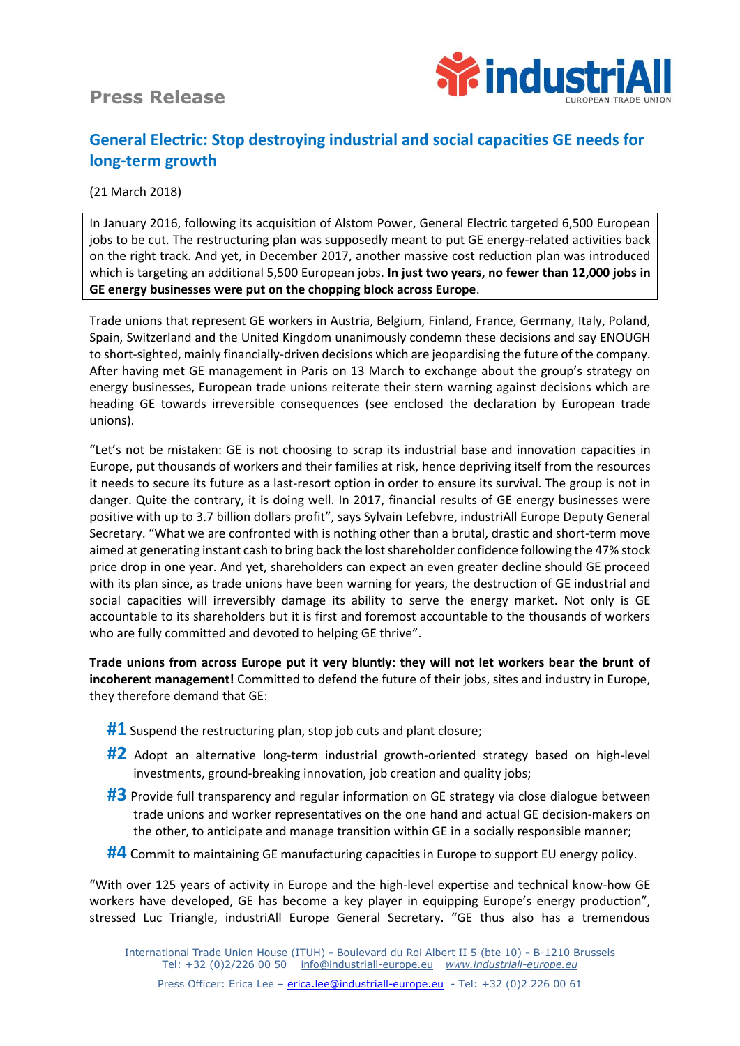Press Release

industriAll EUROPEAN TRADE UNION

# General Electric: Stop destroying industrial and social capacities GE needs for long-term growth

(21 March 2018)

In January 2016, following its acquisition of Alstom Power, General Electric targeted 6,500 European jobs to be cut. The restructuring plan was supposedly meant to put GE energy-related activities back on the right track. And yet, in December 2017, another massive cost reduction plan was introduced which is targeting an additional 5,500 European jobs. **In just two years, no fewer than 12,000 jobs in GE energy businesses were put on the chopping block across Europe**.

Trade unions that represent GE workers in Austria, Belgium, Finland, France, Germany, Italy, Poland, Spain, Switzerland and the United Kingdom unanimously condemn these decisions and say ENOUGH to short-sighted, mainly financially-driven decisions which are jeopardising the future of the company. After having met GE management in Paris on 13 March to exchange about the group's strategy on energy businesses, European trade unions reiterate their stern warning against decisions which are heading GE towards irreversible consequences (see enclosed the declaration by European trade unions).

"Let's not be mistaken: GE is not choosing to scrap its industrial base and innovation capacities in Europe, put thousands of workers and their families at risk, hence depriving itself from the resources it needs to secure its future as a last-resort option in order to ensure its survival. The group is not in danger. Quite the contrary, it is doing well. In 2017, financial results of GE energy businesses were positive with up to 3.7 billion dollars profit", says Sylvain Lefebvre, industriAll Europe Deputy General Secretary. "What we are confronted with is nothing other than a brutal, drastic and short-term move aimed at generating instant cash to bring back the lost shareholder confidence following the 47% stock price drop in one year. And yet, shareholders can expect an even greater decline should GE proceed with its plan since, as trade unions have been warning for years, the destruction of GE industrial and social capacities will irreversibly damage its ability to serve the energy market. Not only is GE accountable to its shareholders but it is first and foremost accountable to the thousands of workers who are fully committed and devoted to helping GE thrive".

**Trade unions from across Europe put it very bluntly: they will not let workers bear the brunt of incoherent management!** Committed to defend the future of their jobs, sites and industry in Europe, they therefore demand that GE:

- **#1** Suspend the restructuring plan, stop job cuts and plant closure;
- **#2** Adopt an alternative long-term industrial growth-oriented strategy based on high-level investments, ground-breaking innovation, job creation and quality jobs;
- **#3** Provide full transparency and regular information on GE strategy via close dialogue between trade unions and worker representatives on the one hand and actual GE decision-makers on the other, to anticipate and manage transition within GE in a socially responsible manner;
- **#4** Commit to maintaining GE manufacturing capacities in Europe to support EU energy policy.

"With over 125 years of activity in Europe and the high-level expertise and technical know-how GE workers have developed, GE has become a key player in equipping Europe's energy production", stressed Luc Triangle, industriAll Europe General Secretary. "GE thus also has a tremendous

International Trade Union House (ITUH) - Boulevard du Roi Albert II 5 (bte 10) - B-1210 Brussels
Tel: +32 (0)2/226 00 50 info@industriall-europe.eu www.industriall-europe.eu

Press Officer: Erica Lee – erica.lee@industriall-europe.eu - Tel: +32 (0)2 226 00 61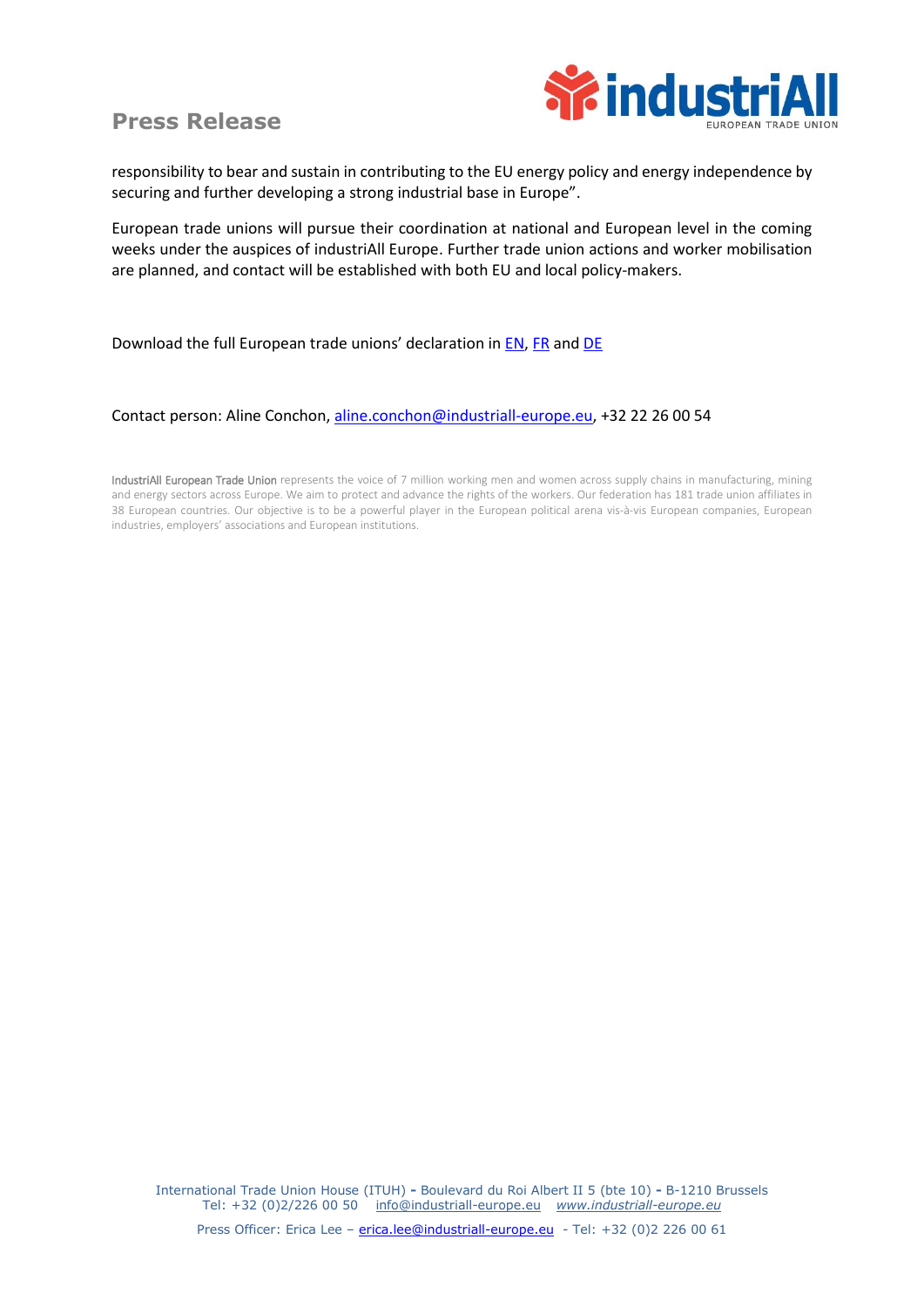responsibility to bear and sustain in contributing to the EU energy policy and energy independence by securing and further developing a strong industrial base in Europe".

European trade unions will pursue their coordination at national and European level in the coming weeks under the auspices of industriAll Europe. Further trade union actions and worker mobilisation are planned, and contact will be established with both EU and local policy-makers.

Download the full European trade unions' declaration in EN, FR and DE

Contact person: Aline Conchon, aline.conchon@industriall-europe.eu, +32 22 26 00 54

IndustriAll European Trade Union represents the voice of 7 million working men and women across supply chains in manufacturing, mining and energy sectors across Europe. We aim to protect and advance the rights of the workers. Our federation has 181 trade union affiliates in 38 European countries. Our objective is to be a powerful player in the European political arena vis-à-vis European companies, European industries, employers' associations and European institutions.

International Trade Union House (ITUH) - Boulevard du Roi Albert II 5 (bte 10) - B-1210 Brussels
Tel: +32 (0)2/226 00 50 info@industriall-europe.eu *www.industriall-europe.eu*

Press Officer: Erica Lee – erica.lee@industriall-europe.eu - Tel: +32 (0)2 226 00 61